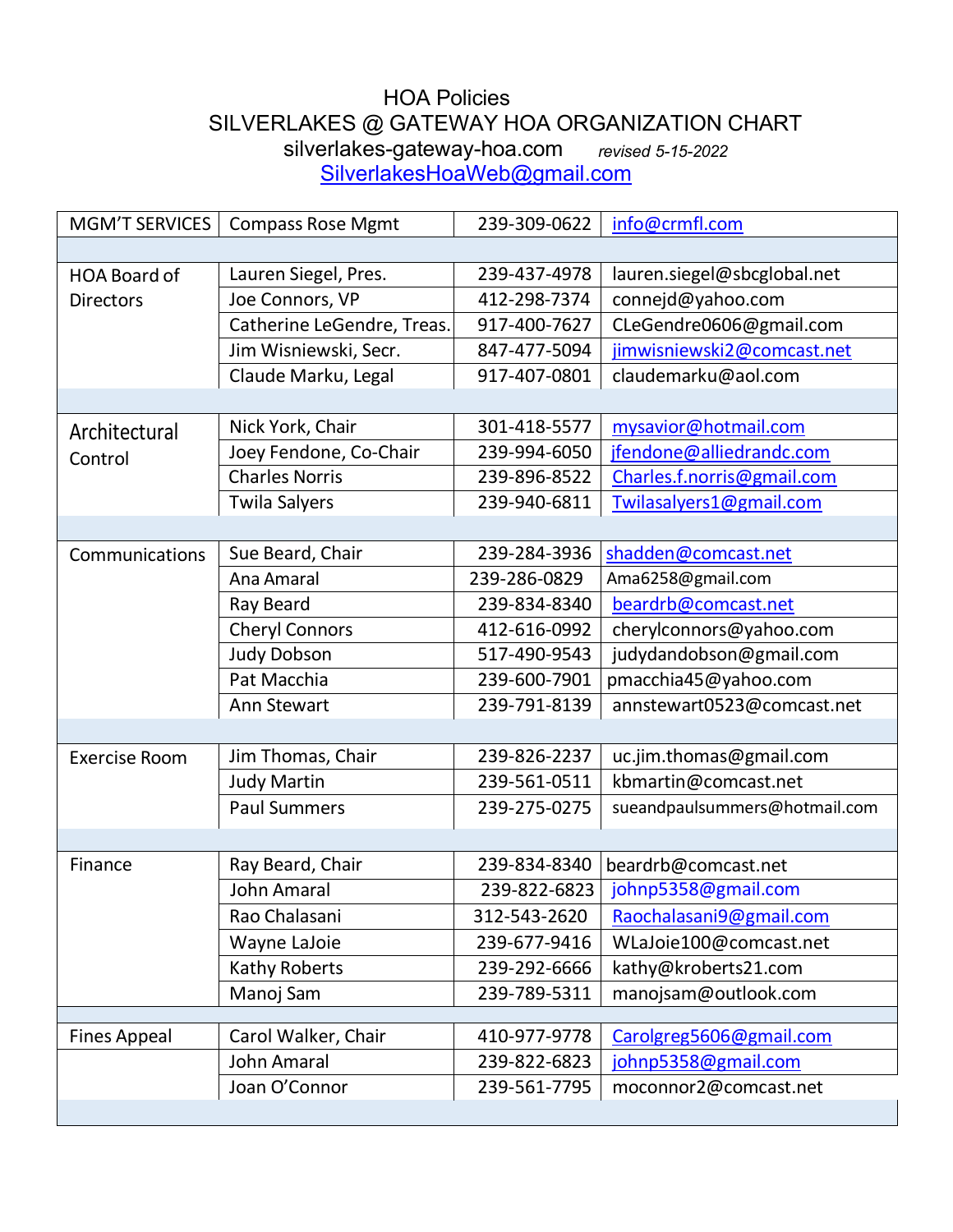# HOA Policies

## SILVERLAKES @ GATEWAY HOA ORGANIZATION CHART

silverlakes-gateway-hoa.com *revised 5-15-2022*

SilverlakesHoaWeb@gmail.com

| | | | |
|---|---|---|---|
| MGM'T SERVICES | Compass Rose Mgmt | 239-309-0622 | info@crmfl.com |
| | | | |
| HOA Board of Directors | Lauren Siegel, Pres. | 239-437-4978 | lauren.siegel@sbcglobal.net |
| | Joe Connors, VP | 412-298-7374 | connejd@yahoo.com |
| | Catherine LeGendre, Treas. | 917-400-7627 | CLeGendre0606@gmail.com |
| | Jim Wisniewski, Secr. | 847-477-5094 | jimwisniewski2@comcast.net |
| | Claude Marku, Legal | 917-407-0801 | claudemarku@aol.com |
| | | | |
| Architectural Control | Nick York, Chair | 301-418-5577 | mysavior@hotmail.com |
| | Joey Fendone, Co-Chair | 239-994-6050 | jfendone@alliedrandc.com |
| | Charles Norris | 239-896-8522 | Charles.f.norris@gmail.com |
| | Twila Salyers | 239-940-6811 | Twilasalyers1@gmail.com |
| | | | |
| Communications | Sue Beard, Chair | 239-284-3936 | shadden@comcast.net |
| | Ana Amaral | 239-286-0829 | Ama6258@gmail.com |
| | Ray Beard | 239-834-8340 | beardrb@comcast.net |
| | Cheryl Connors | 412-616-0992 | cherylconnors@yahoo.com |
| | Judy Dobson | 517-490-9543 | judydandobson@gmail.com |
| | Pat Macchia | 239-600-7901 | pmacchia45@yahoo.com |
| | Ann Stewart | 239-791-8139 | annstewart0523@comcast.net |
| | | | |
| Exercise Room | Jim Thomas, Chair | 239-826-2237 | uc.jim.thomas@gmail.com |
| | Judy Martin | 239-561-0511 | kbmartin@comcast.net |
| | Paul Summers | 239-275-0275 | sueandpaulsummers@hotmail.com |
| | | | |
| Finance | Ray Beard, Chair | 239-834-8340 | beardrb@comcast.net |
| | John Amaral | 239-822-6823 | johnp5358@gmail.com |
| | Rao Chalasani | 312-543-2620 | Raochalasani9@gmail.com |
| | Wayne LaJoie | 239-677-9416 | WLaJoie100@comcast.net |
| | Kathy Roberts | 239-292-6666 | kathy@kroberts21.com |
| | Manoj Sam | 239-789-5311 | manojsam@outlook.com |
| | | | |
| Fines Appeal | Carol Walker, Chair | 410-977-9778 | Carolgreg5606@gmail.com |
| | John Amaral | 239-822-6823 | johnp5358@gmail.com |
| | Joan O'Connor | 239-561-7795 | moconnor2@comcast.net |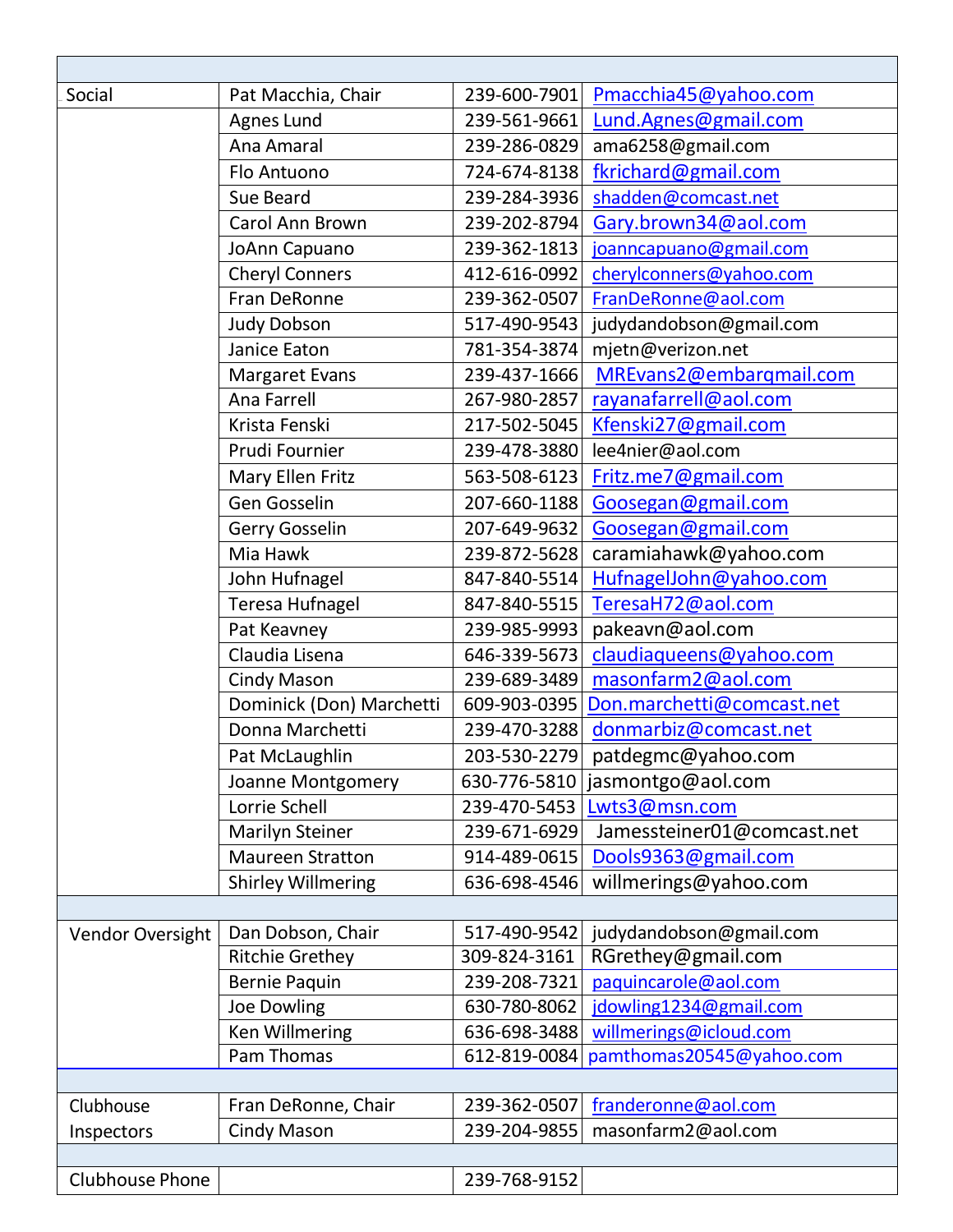| | | | |
|---|---|---|---|
| Social | Pat Macchia, Chair | 239-600-7901 | Pmacchia45@yahoo.com |
| | Agnes Lund | 239-561-9661 | Lund.Agnes@gmail.com |
| | Ana Amaral | 239-286-0829 | ama6258@gmail.com |
| | Flo Antuono | 724-674-8138 | fkrichard@gmail.com |
| | Sue Beard | 239-284-3936 | shadden@comcast.net |
| | Carol Ann Brown | 239-202-8794 | Gary.brown34@aol.com |
| | JoAnn Capuano | 239-362-1813 | joanncapuano@gmail.com |
| | Cheryl Conners | 412-616-0992 | cherylconners@yahoo.com |
| | Fran DeRonne | 239-362-0507 | FranDeRonne@aol.com |
| | Judy Dobson | 517-490-9543 | judydandobson@gmail.com |
| | Janice Eaton | 781-354-3874 | mjetn@verizon.net |
| | Margaret Evans | 239-437-1666 | MREvans2@embarqmail.com |
| | Ana Farrell | 267-980-2857 | rayanafarrell@aol.com |
| | Krista Fenski | 217-502-5045 | Kfenski27@gmail.com |
| | Prudi Fournier | 239-478-3880 | lee4nier@aol.com |
| | Mary Ellen Fritz | 563-508-6123 | Fritz.me7@gmail.com |
| | Gen Gosselin | 207-660-1188 | Goosegan@gmail.com |
| | Gerry Gosselin | 207-649-9632 | Goosegan@gmail.com |
| | Mia Hawk | 239-872-5628 | caramiahawk@yahoo.com |
| | John Hufnagel | 847-840-5514 | HufnagelJohn@yahoo.com |
| | Teresa Hufnagel | 847-840-5515 | TeresaH72@aol.com |
| | Pat Keavney | 239-985-9993 | pakeavn@aol.com |
| | Claudia Lisena | 646-339-5673 | claudiaqueens@yahoo.com |
| | Cindy Mason | 239-689-3489 | masonfarm2@aol.com |
| | Dominick (Don) Marchetti | 609-903-0395 | Don.marchetti@comcast.net |
| | Donna Marchetti | 239-470-3288 | donmarbiz@comcast.net |
| | Pat McLaughlin | 203-530-2279 | patdegmc@yahoo.com |
| | Joanne Montgomery | 630-776-5810 | jasmontgo@aol.com |
| | Lorrie Schell | 239-470-5453 | Lwts3@msn.com |
| | Marilyn Steiner | 239-671-6929 | Jamessteiner01@comcast.net |
| | Maureen Stratton | 914-489-0615 | Dools9363@gmail.com |
| | Shirley Willmering | 636-698-4546 | willmerings@yahoo.com |
| | | | |
| Vendor Oversight | Dan Dobson, Chair | 517-490-9542 | judydandobson@gmail.com |
| | Ritchie Grethey | 309-824-3161 | RGrethey@gmail.com |
| | Bernie Paquin | 239-208-7321 | paquincarole@aol.com |
| | Joe Dowling | 630-780-8062 | jdowling1234@gmail.com |
| | Ken Willmering | 636-698-3488 | willmerings@icloud.com |
| | Pam Thomas | 612-819-0084 | pamthomas20545@yahoo.com |
| | | | |
| Clubhouse Inspectors | Fran DeRonne, Chair | 239-362-0507 | franderonne@aol.com |
| | Cindy Mason | 239-204-9855 | masonfarm2@aol.com |
| | | | |
| Clubhouse Phone | | 239-768-9152 | |